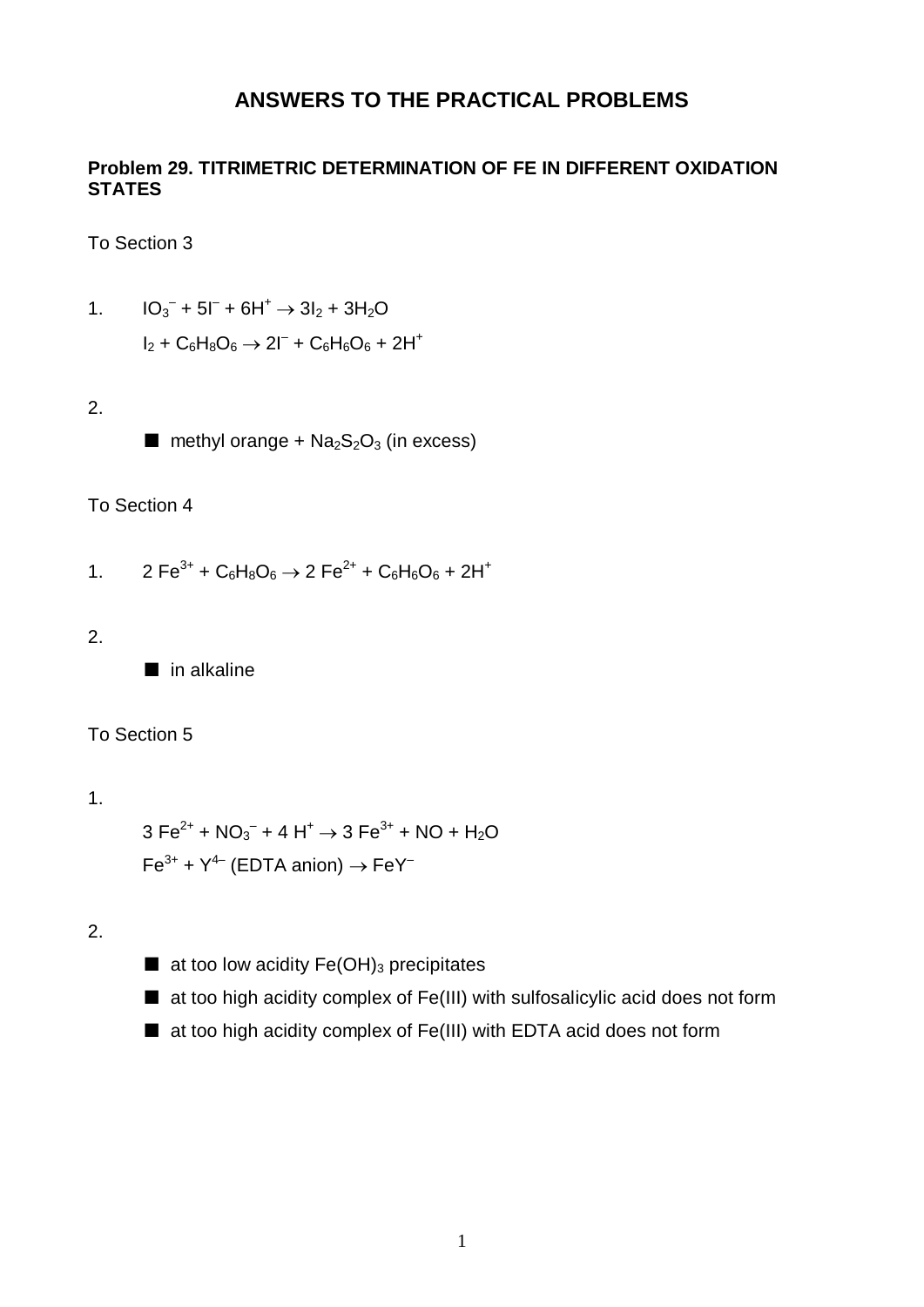# ANSWERS TO THE PRACTICAL PROBLEMS

## Problem 29. TITRIMETRIC DETERMINATION OF FE IN DIFFERENT OXIDATION STATES

To Section 3

1. $IO_3^- + 5I^- + 6H^+ \rightarrow 3I_2 + 3H_2O$

   $I_2 + C_6H_8O_6 \rightarrow 2I^- + C_6H_6O_6 + 2H^+$

2.

   ■ methyl orange + $Na_2S_2O_3$ (in excess)

To Section 4

1. $2\ Fe^{3+} + C_6H_8O_6 \rightarrow 2\ Fe^{2+} + C_6H_6O_6 + 2H^+$

2.

   ■ in alkaline

To Section 5

1.

   $3\ Fe^{2+} + NO_3^- + 4\ H^+ \rightarrow 3\ Fe^{3+} + NO + H_2O$

   $Fe^{3+} + Y^{4-}$ (EDTA anion) $\rightarrow FeY^-$

2.

   ■ at too low acidity $Fe(OH)_3$ precipitates

   ■ at too high acidity complex of Fe(III) with sulfosalicylic acid does not form

   ■ at too high acidity complex of Fe(III) with EDTA acid does not form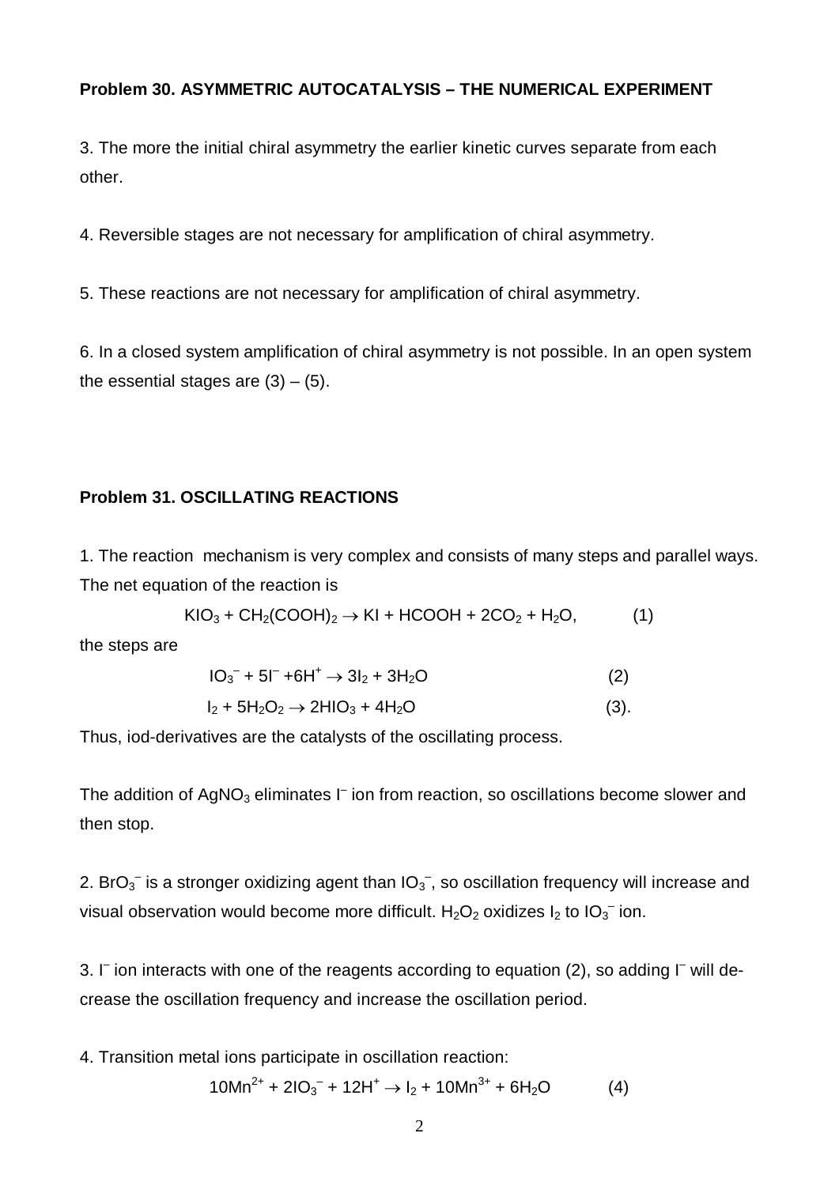**Problem 30. ASYMMETRIC AUTOCATALYSIS – THE NUMERICAL EXPERIMENT**

3. The more the initial chiral asymmetry the earlier kinetic curves separate from each other.

4. Reversible stages are not necessary for amplification of chiral asymmetry.

5. These reactions are not necessary for amplification of chiral asymmetry.

6. In a closed system amplification of chiral asymmetry is not possible. In an open system the essential stages are (3) – (5).

**Problem 31. OSCILLATING REACTIONS**

1. The reaction mechanism is very complex and consists of many steps and parallel ways. The net equation of the reaction is

$$KIO_3 + CH_2(COOH)_2 \rightarrow KI + HCOOH + 2CO_2 + H_2O, \qquad (1)$$

the steps are

$$IO_3^- + 5I^- + 6H^+ \rightarrow 3I_2 + 3H_2O \qquad (2)$$

$$I_2 + 5H_2O_2 \rightarrow 2HIO_3 + 4H_2O \qquad (3).$$

Thus, iod-derivatives are the catalysts of the oscillating process.

The addition of $AgNO_3$ eliminates $I^-$ ion from reaction, so oscillations become slower and then stop.

2. $BrO_3^-$ is a stronger oxidizing agent than $IO_3^-$, so oscillation frequency will increase and visual observation would become more difficult. $H_2O_2$ oxidizes $I_2$ to $IO_3^-$ ion.

3. $I^-$ ion interacts with one of the reagents according to equation (2), so adding $I^-$ will decrease the oscillation frequency and increase the oscillation period.

4. Transition metal ions participate in oscillation reaction:

$$10Mn^{2+} + 2IO_3^- + 12H^+ \rightarrow I_2 + 10Mn^{3+} + 6H_2O \qquad (4)$$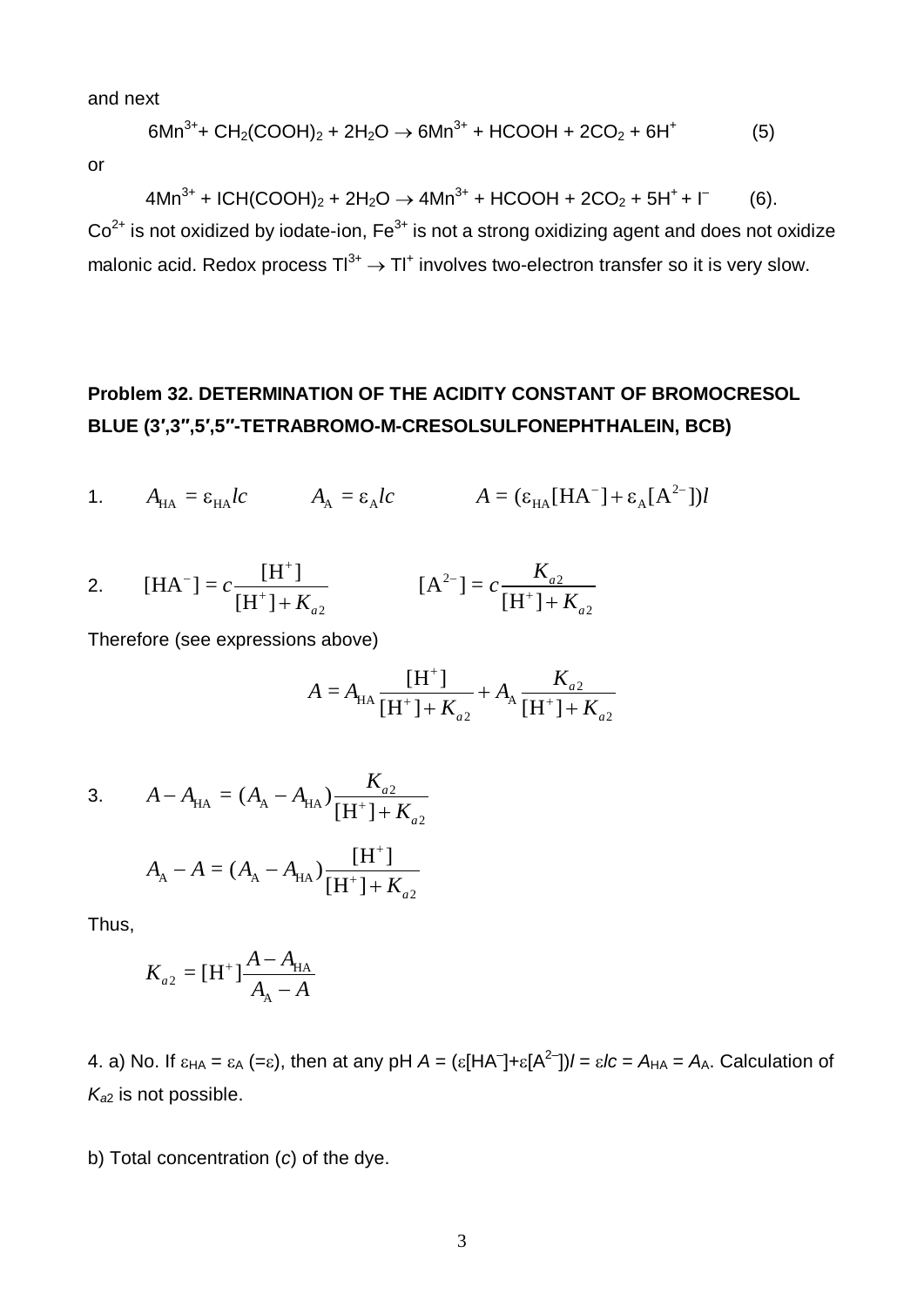and next

$$6Mn^{3+} + CH_2(COOH)_2 + 2H_2O \rightarrow 6Mn^{3+} + HCOOH + 2CO_2 + 6H^+ \qquad (5)$$

or

$$4Mn^{3+} + ICH(COOH)_2 + 2H_2O \rightarrow 4Mn^{3+} + HCOOH + 2CO_2 + 5H^+ + I^- \qquad (6).$$

$Co^{2+}$ is not oxidized by iodate-ion, $Fe^{3+}$ is not a strong oxidizing agent and does not oxidize malonic acid. Redox process $Tl^{3+} \rightarrow Tl^+$ involves two-electron transfer so it is very slow.

## Problem 32. DETERMINATION OF THE ACIDITY CONSTANT OF BROMOCRESOL BLUE (3′,3″,5′,5″-TETRABROMO-M-CRESOLSULFONEPHTHALEIN, BCB)

1. $A_{\mathrm{HA}} = \varepsilon_{\mathrm{HA}} lc \qquad A_{\mathrm{A}} = \varepsilon_{\mathrm{A}} lc \qquad A = (\varepsilon_{\mathrm{HA}}[\mathrm{HA}^-] + \varepsilon_{\mathrm{A}}[\mathrm{A}^{2-}])l$

2. $[\mathrm{HA}^-] = c\dfrac{[\mathrm{H}^+]}{[\mathrm{H}^+] + K_{a2}} \qquad [\mathrm{A}^{2-}] = c\dfrac{K_{a2}}{[\mathrm{H}^+] + K_{a2}}$

Therefore (see expressions above)

$$A = A_{\mathrm{HA}}\frac{[\mathrm{H}^+]}{[\mathrm{H}^+] + K_{a2}} + A_{\mathrm{A}}\frac{K_{a2}}{[\mathrm{H}^+] + K_{a2}}$$

3. $A - A_{\mathrm{HA}} = (A_{\mathrm{A}} - A_{\mathrm{HA}})\dfrac{K_{a2}}{[\mathrm{H}^+] + K_{a2}}$

$$A_{\mathrm{A}} - A = (A_{\mathrm{A}} - A_{\mathrm{HA}})\frac{[\mathrm{H}^+]}{[\mathrm{H}^+] + K_{a2}}$$

Thus,

$$K_{a2} = [\mathrm{H}^+]\frac{A - A_{\mathrm{HA}}}{A_{\mathrm{A}} - A}$$

4. a) No. If $\varepsilon_{\mathrm{HA}} = \varepsilon_{\mathrm{A}}$ (=$\varepsilon$), then at any pH $A = (\varepsilon[\mathrm{HA}^-] + \varepsilon[\mathrm{A}^{2-}])l = \varepsilon lc = A_{\mathrm{HA}} = A_{\mathrm{A}}$. Calculation of $K_{a2}$ is not possible.

b) Total concentration ($c$) of the dye.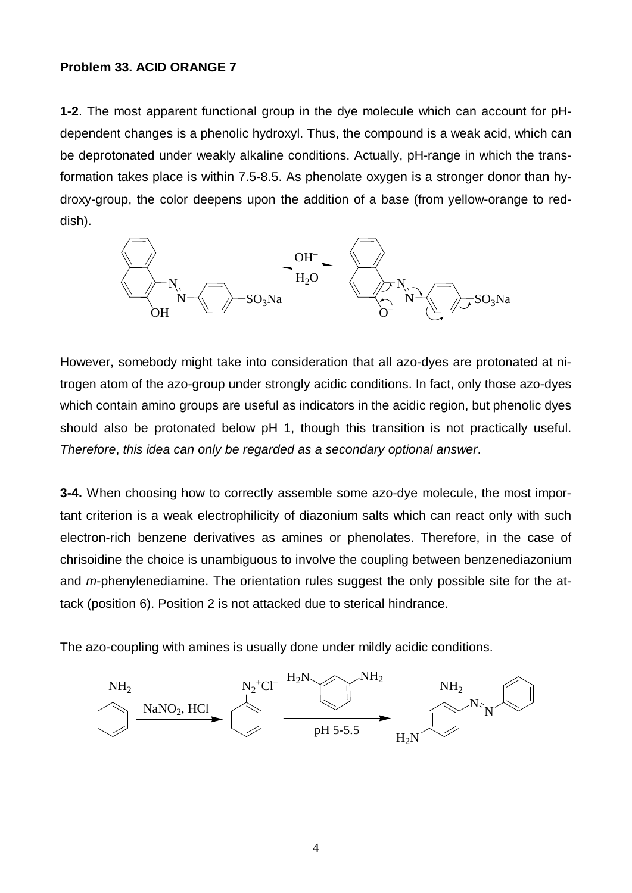**Problem 33. ACID ORANGE 7**

**1-2**. The most apparent functional group in the dye molecule which can account for pH-dependent changes is a phenolic hydroxyl. Thus, the compound is a weak acid, which can be deprotonated under weakly alkaline conditions. Actually, pH-range in which the transformation takes place is within 7.5-8.5. As phenolate oxygen is a stronger donor than hydroxy-group, the color deepens upon the addition of a base (from yellow-orange to reddish).

However, somebody might take into consideration that all azo-dyes are protonated at nitrogen atom of the azo-group under strongly acidic conditions. In fact, only those azo-dyes which contain amino groups are useful as indicators in the acidic region, but phenolic dyes should also be protonated below pH 1, though this transition is not practically useful. *Therefore*, *this idea can only be regarded as a secondary optional answer*.

**3-4.** When choosing how to correctly assemble some azo-dye molecule, the most important criterion is a weak electrophilicity of diazonium salts which can react only with such electron-rich benzene derivatives as amines or phenolates. Therefore, in the case of chrisoidine the choice is unambiguous to involve the coupling between benzenediazonium and *m*-phenylenediamine. The orientation rules suggest the only possible site for the attack (position 6). Position 2 is not attacked due to sterical hindrance.

The azo-coupling with amines is usually done under mildly acidic conditions.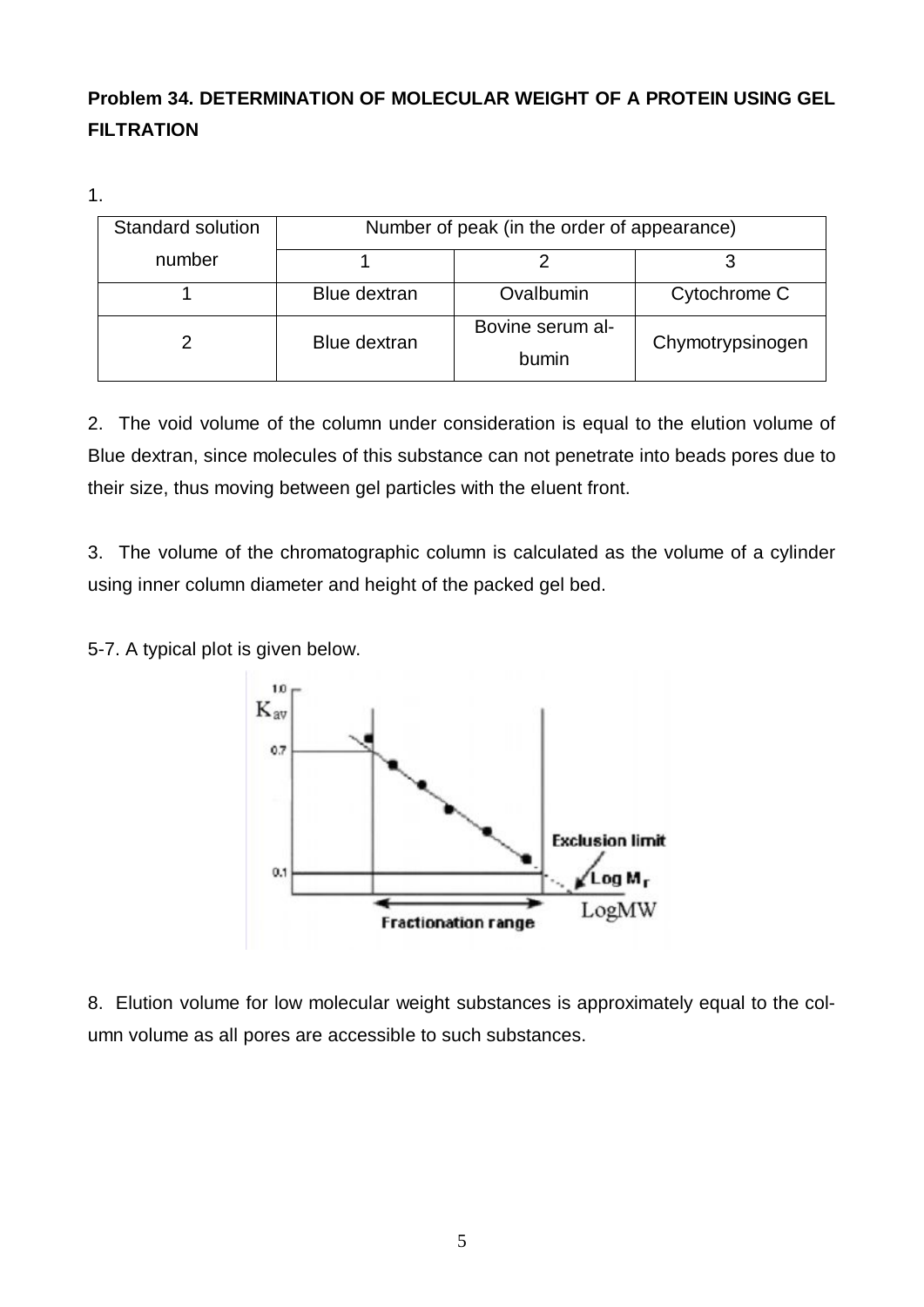**Problem 34. DETERMINATION OF MOLECULAR WEIGHT OF A PROTEIN USING GEL FILTRATION**

1.

| Standard solution number | Number of peak (in the order of appearance) | | |
|---|---|---|---|
| | 1 | 2 | 3 |
| 1 | Blue dextran | Ovalbumin | Cytochrome C |
| 2 | Blue dextran | Bovine serum albumin | Chymotrypsinogen |

2. The void volume of the column under consideration is equal to the elution volume of Blue dextran, since molecules of this substance can not penetrate into beads pores due to their size, thus moving between gel particles with the eluent front.

3. The volume of the chromatographic column is calculated as the volume of a cylinder using inner column diameter and height of the packed gel bed.

5-7. A typical plot is given below.

1.0

$K_{av}$

0.7

0.1

Exclusion limit

Log $M_r$

LogMW

Fractionation range

8. Elution volume for low molecular weight substances is approximately equal to the column volume as all pores are accessible to such substances.